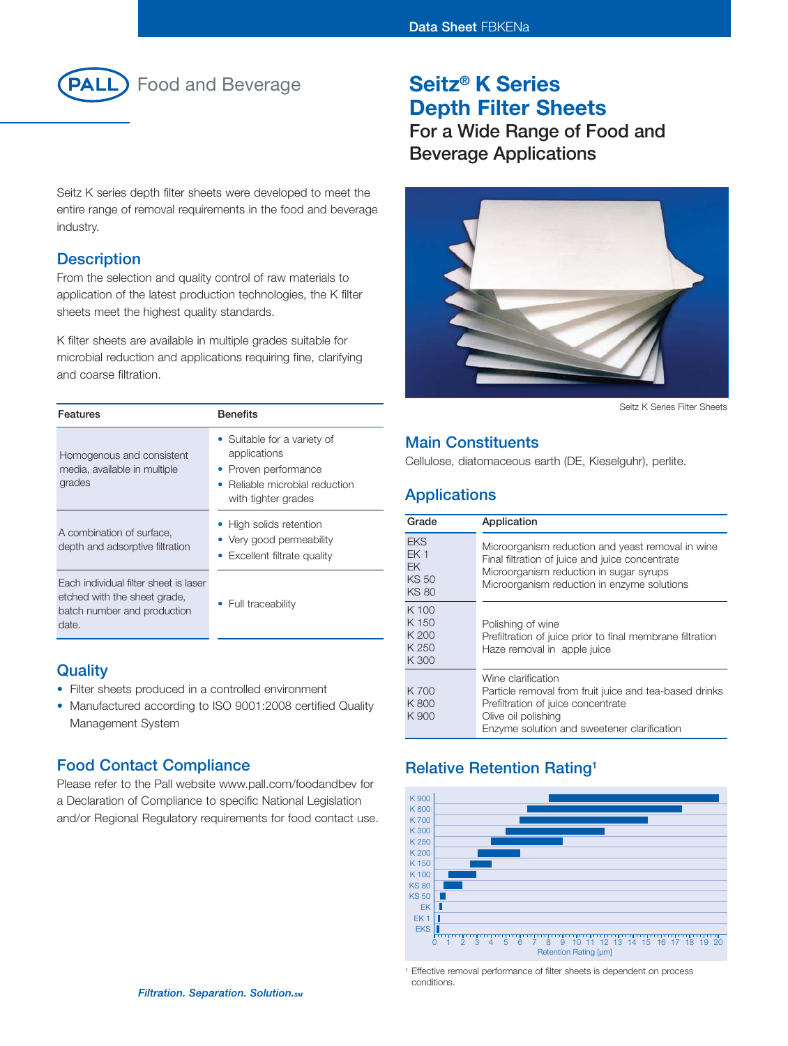PALL Food and Beverage

# Seitz® K Series Depth Filter Sheets

## For a Wide Range of Food and Beverage Applications

Seitz K series depth filter sheets were developed to meet the entire range of removal requirements in the food and beverage industry.

## Description

From the selection and quality control of raw materials to application of the latest production technologies, the K filter sheets meet the highest quality standards.

K filter sheets are available in multiple grades suitable for microbial reduction and applications requiring fine, clarifying and coarse filtration.

| Features | Benefits |
|---|---|
| Homogenous and consistent media, available in multiple grades | • Suitable for a variety of applications<br>• Proven performance<br>• Reliable microbial reduction with tighter grades |
| A combination of surface, depth and adsorptive filtration | • High solids retention<br>• Very good permeability<br>• Excellent filtrate quality |
| Each individual filter sheet is laser etched with the sheet grade, batch number and production date. | • Full traceability |

## Quality

- Filter sheets produced in a controlled environment
- Manufactured according to ISO 9001:2008 certified Quality Management System

## Food Contact Compliance

Please refer to the Pall website www.pall.com/foodandbev for a Declaration of Compliance to specific National Legislation and/or Regional Regulatory requirements for food contact use.

Seitz K Series Filter Sheets

## Main Constituents

Cellulose, diatomaceous earth (DE, Kieselguhr), perlite.

## Applications

| Grade | Application |
|---|---|
| EKS<br>EK 1<br>EK<br>KS 50<br>KS 80 | Microorganism reduction and yeast removal in wine<br>Final filtration of juice and juice concentrate<br>Microorganism reduction in sugar syrups<br>Microorganism reduction in enzyme solutions |
| K 100<br>K 150<br>K 200<br>K 250<br>K 300 | Polishing of wine<br>Prefiltration of juice prior to final membrane filtration<br>Haze removal in apple juice |
| K 700<br>K 800<br>K 900 | Wine clarification<br>Particle removal from fruit juice and tea-based drinks<br>Prefiltration of juice concentrate<br>Olive oil polishing<br>Enzyme solution and sweetener clarification |

## Relative Retention Rating[1]

Grades (top to bottom): K 900, K 800, K 700, K 300, K 250, K 200, K 150, K 100, KS 80, KS 50, EK, EK 1, EKS

Retention Rating [µm]: 0–20

[1] Effective removal performance of filter sheets is dependent on process conditions.

*Filtration. Separation. Solution.SM*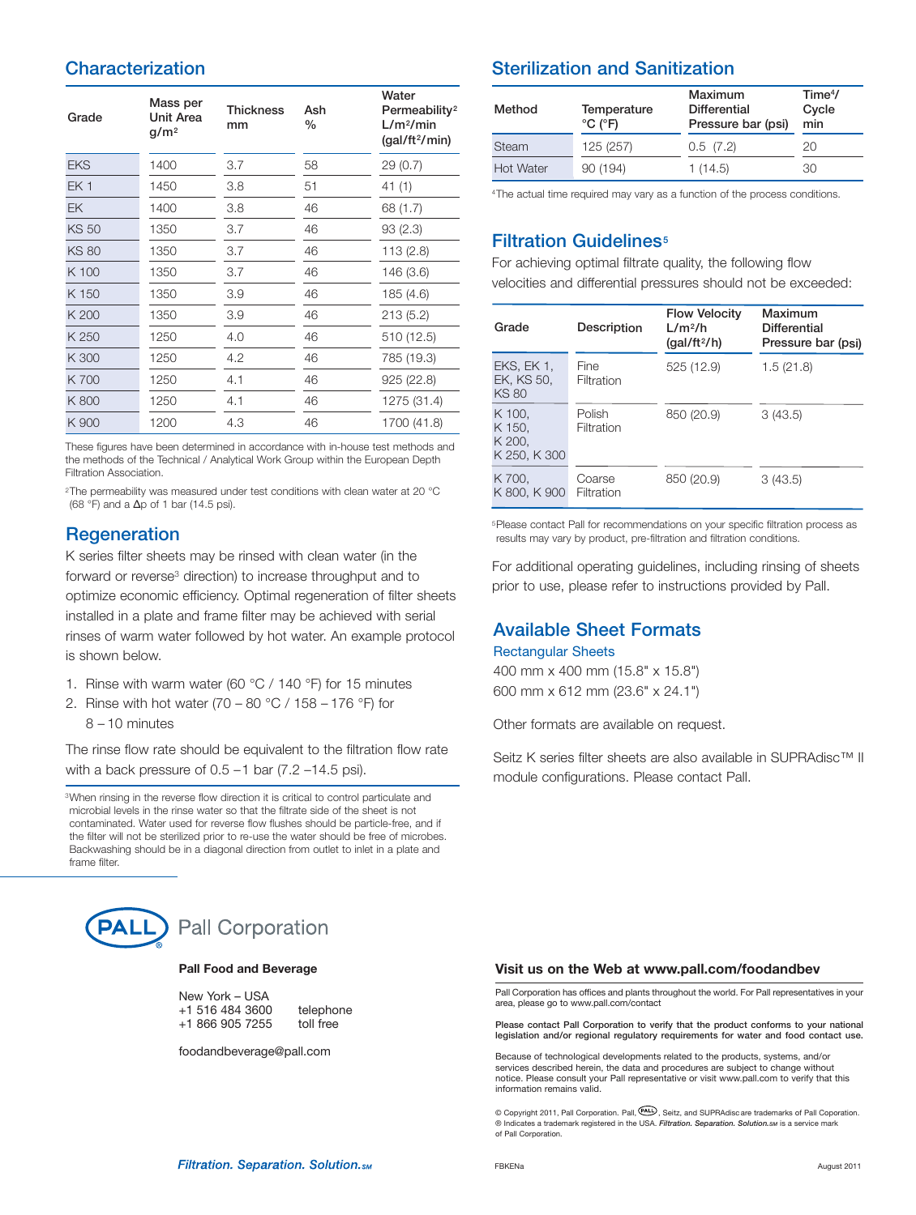## Characterization

| Grade | Mass per Unit Area g/m² | Thickness mm | Ash % | Water Permeability[2] L/m²/min (gal/ft²/min) |
|---|---|---|---|---|
| EKS | 1400 | 3.7 | 58 | 29 (0.7) |
| EK 1 | 1450 | 3.8 | 51 | 41 (1) |
| EK | 1400 | 3.8 | 46 | 68 (1.7) |
| KS 50 | 1350 | 3.7 | 46 | 93 (2.3) |
| KS 80 | 1350 | 3.7 | 46 | 113 (2.8) |
| K 100 | 1350 | 3.7 | 46 | 146 (3.6) |
| K 150 | 1350 | 3.9 | 46 | 185 (4.6) |
| K 200 | 1350 | 3.9 | 46 | 213 (5.2) |
| K 250 | 1250 | 4.0 | 46 | 510 (12.5) |
| K 300 | 1250 | 4.2 | 46 | 785 (19.3) |
| K 700 | 1250 | 4.1 | 46 | 925 (22.8) |
| K 800 | 1250 | 4.1 | 46 | 1275 (31.4) |
| K 900 | 1200 | 4.3 | 46 | 1700 (41.8) |

These figures have been determined in accordance with in-house test methods and the methods of the Technical / Analytical Work Group within the European Depth Filtration Association.

[2]The permeability was measured under test conditions with clean water at 20 °C (68 °F) and a Δp of 1 bar (14.5 psi).

## Regeneration

K series filter sheets may be rinsed with clean water (in the forward or reverse[3] direction) to increase throughput and to optimize economic efficiency. Optimal regeneration of filter sheets installed in a plate and frame filter may be achieved with serial rinses of warm water followed by hot water. An example protocol is shown below.

1. Rinse with warm water (60 °C / 140 °F) for 15 minutes
2. Rinse with hot water (70 – 80 °C / 158 – 176 °F) for 8 – 10 minutes

The rinse flow rate should be equivalent to the filtration flow rate with a back pressure of 0.5 –1 bar (7.2 –14.5 psi).

[3]When rinsing in the reverse flow direction it is critical to control particulate and microbial levels in the rinse water so that the filtrate side of the sheet is not contaminated. Water used for reverse flow flushes should be particle-free, and if the filter will not be sterilized prior to re-use the water should be free of microbes. Backwashing should be in a diagonal direction from outlet to inlet in a plate and frame filter.

## Sterilization and Sanitization

| Method | Temperature °C (°F) | Maximum Differential Pressure bar (psi) | Time[4]/ Cycle min |
|---|---|---|---|
| Steam | 125 (257) | 0.5 (7.2) | 20 |
| Hot Water | 90 (194) | 1 (14.5) | 30 |

[4]The actual time required may vary as a function of the process conditions.

## Filtration Guidelines[5]

For achieving optimal filtrate quality, the following flow velocities and differential pressures should not be exceeded:

| Grade | Description | Flow Velocity L/m²/h (gal/ft²/h) | Maximum Differential Pressure bar (psi) |
|---|---|---|---|
| EKS, EK 1, EK, KS 50, KS 80 | Fine Filtration | 525 (12.9) | 1.5 (21.8) |
| K 100, K 150, K 200, K 250, K 300 | Polish Filtration | 850 (20.9) | 3 (43.5) |
| K 700, K 800, K 900 | Coarse Filtration | 850 (20.9) | 3 (43.5) |

[5]Please contact Pall for recommendations on your specific filtration process as results may vary by product, pre-filtration and filtration conditions.

For additional operating guidelines, including rinsing of sheets prior to use, please refer to instructions provided by Pall.

## Available Sheet Formats

### Rectangular Sheets

400 mm x 400 mm (15.8" x 15.8")
600 mm x 612 mm (23.6" x 24.1")

Other formats are available on request.

Seitz K series filter sheets are also available in SUPRAdisc™ II module configurations. Please contact Pall.

Pall Corporation

**Pall Food and Beverage**

New York – USA
+1 516 484 3600 telephone
+1 866 905 7255 toll free

foodandbeverage@pall.com

**Visit us on the Web at www.pall.com/foodandbev**

Pall Corporation has offices and plants throughout the world. For Pall representatives in your area, please go to www.pall.com/contact

Please contact Pall Corporation to verify that the product conforms to your national legislation and/or regional regulatory requirements for water and food contact use.

Because of technological developments related to the products, systems, and/or services described herein, the data and procedures are subject to change without notice. Please consult your Pall representative or visit www.pall.com to verify that this information remains valid.

© Copyright 2011, Pall Corporation. Pall, PALL, Seitz, and SUPRAdisc are trademarks of Pall Corporation. ® Indicates a trademark registered in the USA. *Filtration. Separation. Solution.SM* is a service mark of Pall Corporation.

*Filtration. Separation. Solution.SM*

FBKENa

August 2011